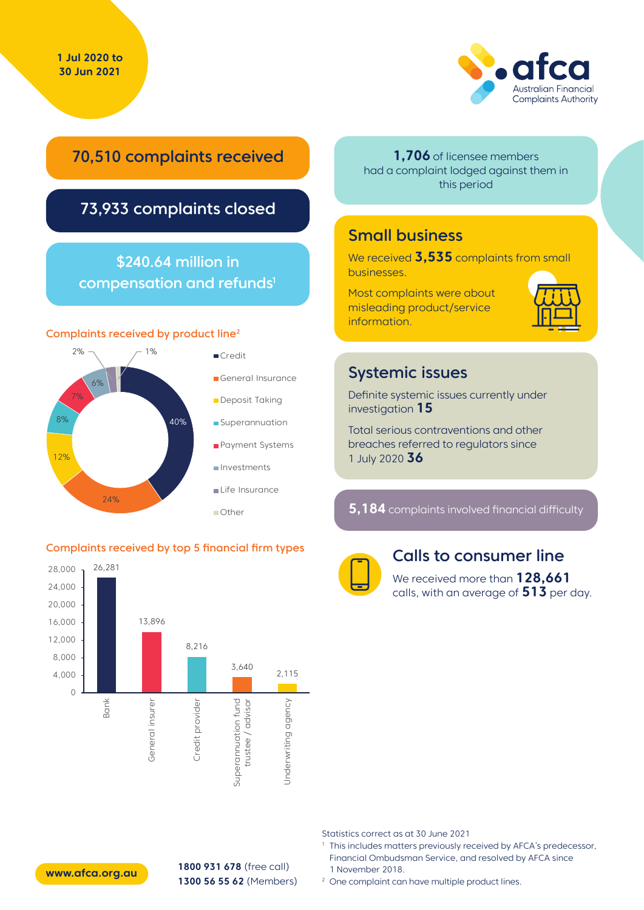1 Jul 2020 to 30 Jun 2021

**afca** Australian Financial Complaints Authority

## 70,510 complaints received

## 73,933 complaints closed

## $240.64 million in compensation and refunds[1]

### Complaints received by product line[2]

| Product line | % |
| --- | --- |
| Credit | 40% |
| General Insurance | 24% |
| Deposit Taking | 12% |
| Superannuation | 8% |
| Payment Systems | 7% |
| Investments | 6% |
| Life Insurance | 2% |
| Other | 1% |

### Complaints received by top 5 financial firm types

| Firm type | Complaints |
| --- | --- |
| Bank | 26,281 |
| General insurer | 13,896 |
| Credit provider | 8,216 |
| Superannuation fund trustee / advisor | 3,640 |
| Underwriting agency | 2,115 |

**1,706** of licensee members had a complaint lodged against them in this period

## Small business

We received **3,535** complaints from small businesses.

Most complaints were about misleading product/service information.

## Systemic issues

Definite systemic issues currently under investigation **15**

Total serious contraventions and other breaches referred to regulators since 1 July 2020 **36**

**5,184** complaints involved financial difficulty

## Calls to consumer line

We received more than **128,661** calls, with an average of **513** per day.

Statistics correct as at 30 June 2021

[1] This includes matters previously received by AFCA's predecessor, Financial Ombudsman Service, and resolved by AFCA since 1 November 2018.

[2] One complaint can have multiple product lines.

www.afca.org.au

**1800 931 678** (free call)
**1300 56 55 62** (Members)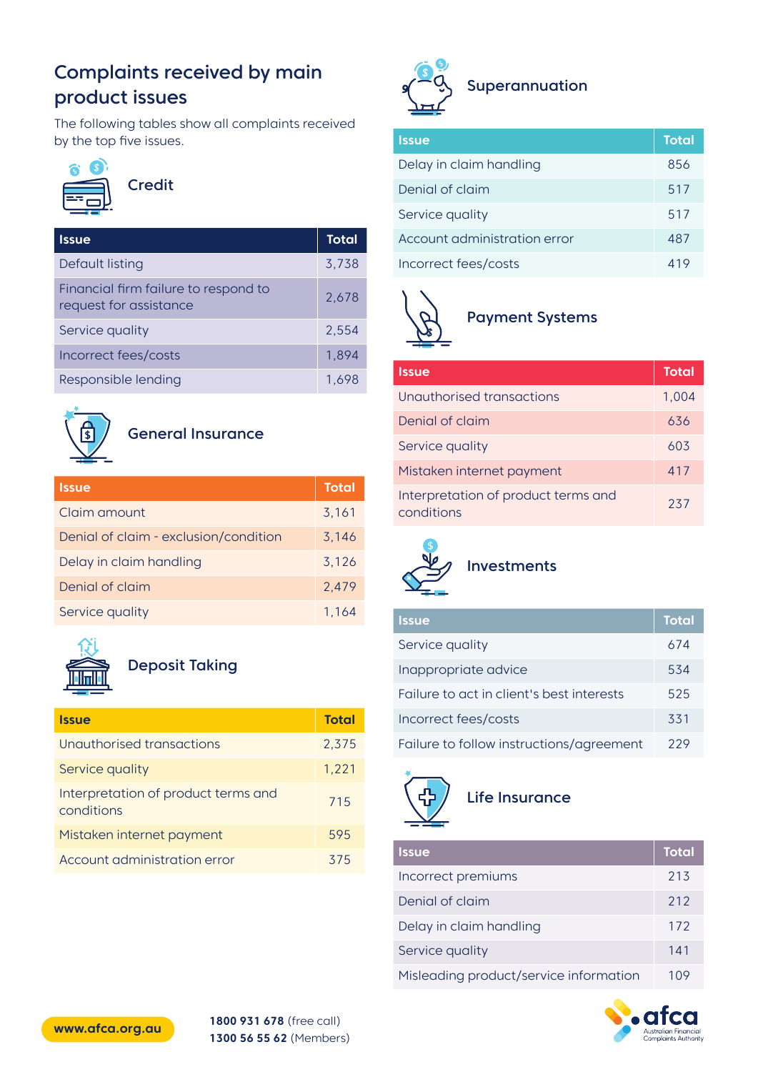## Complaints received by main product issues

The following tables show all complaints received by the top five issues.

### Credit

| Issue | Total |
|---|---|
| Default listing | 3,738 |
| Financial firm failure to respond to request for assistance | 2,678 |
| Service quality | 2,554 |
| Incorrect fees/costs | 1,894 |
| Responsible lending | 1,698 |

### General Insurance

| Issue | Total |
|---|---|
| Claim amount | 3,161 |
| Denial of claim - exclusion/condition | 3,146 |
| Delay in claim handling | 3,126 |
| Denial of claim | 2,479 |
| Service quality | 1,164 |

### Deposit Taking

| Issue | Total |
|---|---|
| Unauthorised transactions | 2,375 |
| Service quality | 1,221 |
| Interpretation of product terms and conditions | 715 |
| Mistaken internet payment | 595 |
| Account administration error | 375 |

### Superannuation

| Issue | Total |
|---|---|
| Delay in claim handling | 856 |
| Denial of claim | 517 |
| Service quality | 517 |
| Account administration error | 487 |
| Incorrect fees/costs | 419 |

### Payment Systems

| Issue | Total |
|---|---|
| Unauthorised transactions | 1,004 |
| Denial of claim | 636 |
| Service quality | 603 |
| Mistaken internet payment | 417 |
| Interpretation of product terms and conditions | 237 |

### Investments

| Issue | Total |
|---|---|
| Service quality | 674 |
| Inappropriate advice | 534 |
| Failure to act in client's best interests | 525 |
| Incorrect fees/costs | 331 |
| Failure to follow instructions/agreement | 229 |

### Life Insurance

| Issue | Total |
|---|---|
| Incorrect premiums | 213 |
| Denial of claim | 212 |
| Delay in claim handling | 172 |
| Service quality | 141 |
| Misleading product/service information | 109 |

www.afca.org.au

**1800 931 678** (free call)
**1300 56 55 62** (Members)

afca Australian Financial Complaints Authority